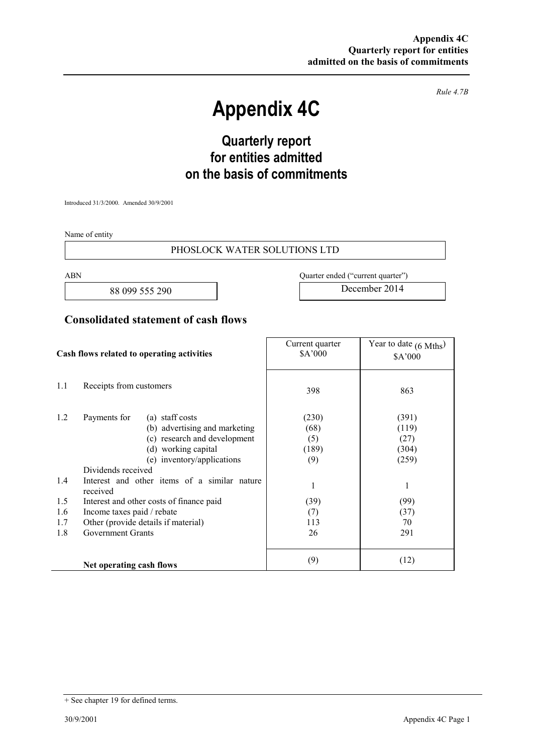**Appendix 4C**
**Quarterly report for entities admitted on the basis of commitments**

*Rule 4.7B*

# Appendix 4C

## Quarterly report for entities admitted on the basis of commitments

Introduced 31/3/2000. Amended 30/9/2001

Name of entity

PHOSLOCK WATER SOLUTIONS LTD

| ABN | Quarter ended ("current quarter") |
|---|---|
| 88 099 555 290 | December 2014 |

## Consolidated statement of cash flows

| | Cash flows related to operating activities | Current quarter $A'000 | Year to date (6 Mths) $A'000 |
|---|---|---|---|
| 1.1 | Receipts from customers | 398 | 863 |
| 1.2 | Payments for (a) staff costs | (230) | (391) |
| | (b) advertising and marketing | (68) | (119) |
| | (c) research and development | (5) | (27) |
| | (d) working capital | (189) | (304) |
| | (e) inventory/applications | (9) | (259) |
| | Dividends received | | |
| 1.4 | Interest and other items of a similar nature received | 1 | 1 |
| 1.5 | Interest and other costs of finance paid | (39) | (99) |
| 1.6 | Income taxes paid / rebate | (7) | (37) |
| 1.7 | Other (provide details if material) | 113 | 70 |
| 1.8 | Government Grants | 26 | 291 |
| | **Net operating cash flows** | (9) | (12) |

+ See chapter 19 for defined terms.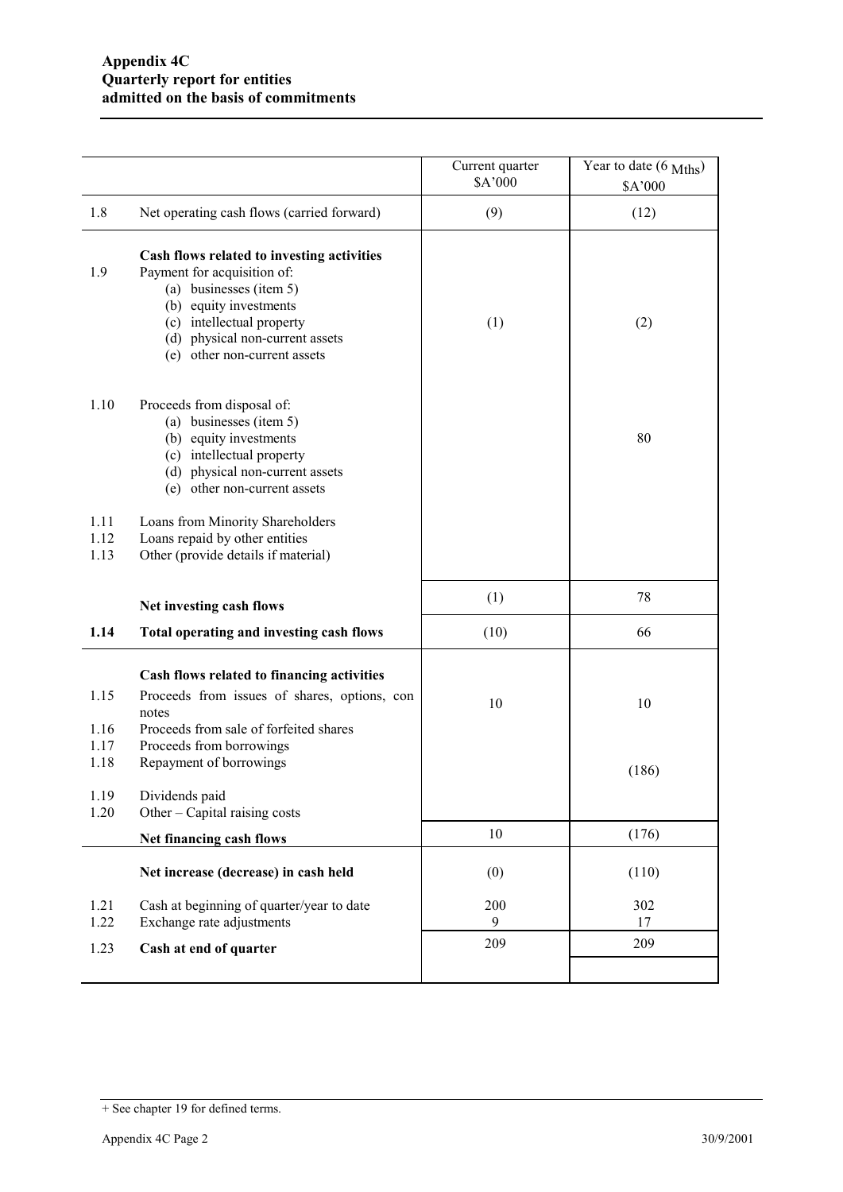**Appendix 4C**
**Quarterly report for entities**
**admitted on the basis of commitments**

| | | Current quarter $A'000 | Year to date (6 Mths) $A'000 |
|---|---|---|---|
| 1.8 | Net operating cash flows (carried forward) | (9) | (12) |
| | **Cash flows related to investing activities** | | |
| 1.9 | Payment for acquisition of: (a) businesses (item 5) (b) equity investments (c) intellectual property (d) physical non-current assets (e) other non-current assets | (1) | (2) |
| 1.10 | Proceeds from disposal of: (a) businesses (item 5) (b) equity investments (c) intellectual property (d) physical non-current assets (e) other non-current assets | | 80 |
| 1.11 | Loans from Minority Shareholders | | |
| 1.12 | Loans repaid by other entities | | |
| 1.13 | Other (provide details if material) | | |
| | **Net investing cash flows** | (1) | 78 |
| **1.14** | **Total operating and investing cash flows** | (10) | 66 |
| | **Cash flows related to financing activities** | | |
| 1.15 | Proceeds from issues of shares, options, con notes | 10 | 10 |
| 1.16 | Proceeds from sale of forfeited shares | | |
| 1.17 | Proceeds from borrowings | | |
| 1.18 | Repayment of borrowings | | (186) |
| 1.19 | Dividends paid | | |
| 1.20 | Other – Capital raising costs | | |
| | **Net financing cash flows** | 10 | (176) |
| | **Net increase (decrease) in cash held** | (0) | (110) |
| 1.21 | Cash at beginning of quarter/year to date | 200 | 302 |
| 1.22 | Exchange rate adjustments | 9 | 17 |
| 1.23 | **Cash at end of quarter** | 209 | 209 |

+ See chapter 19 for defined terms.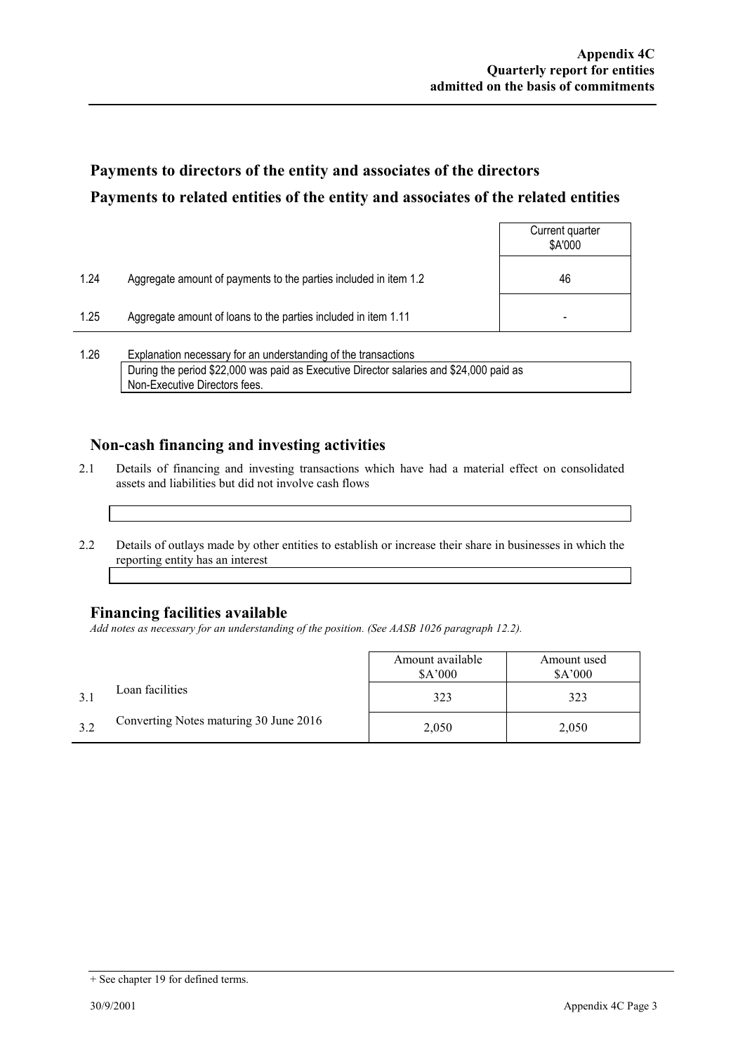## Payments to directors of the entity and associates of the directors

## Payments to related entities of the entity and associates of the related entities

| | | Current quarter $A'000 |
|---|---|---|
| 1.24 | Aggregate amount of payments to the parties included in item 1.2 | 46 |
| 1.25 | Aggregate amount of loans to the parties included in item 1.11 | - |

1.26 Explanation necessary for an understanding of the transactions

During the period $22,000 was paid as Executive Director salaries and $24,000 paid as Non-Executive Directors fees.

## Non-cash financing and investing activities

2.1 Details of financing and investing transactions which have had a material effect on consolidated assets and liabilities but did not involve cash flows

2.2 Details of outlays made by other entities to establish or increase their share in businesses in which the reporting entity has an interest

## Financing facilities available

*Add notes as necessary for an understanding of the position. (See AASB 1026 paragraph 12.2).*

| | | Amount available $A'000 | Amount used $A'000 |
|---|---|---|---|
| 3.1 | Loan facilities | 323 | 323 |
| 3.2 | Converting Notes maturing 30 June 2016 | 2,050 | 2,050 |

+ See chapter 19 for defined terms.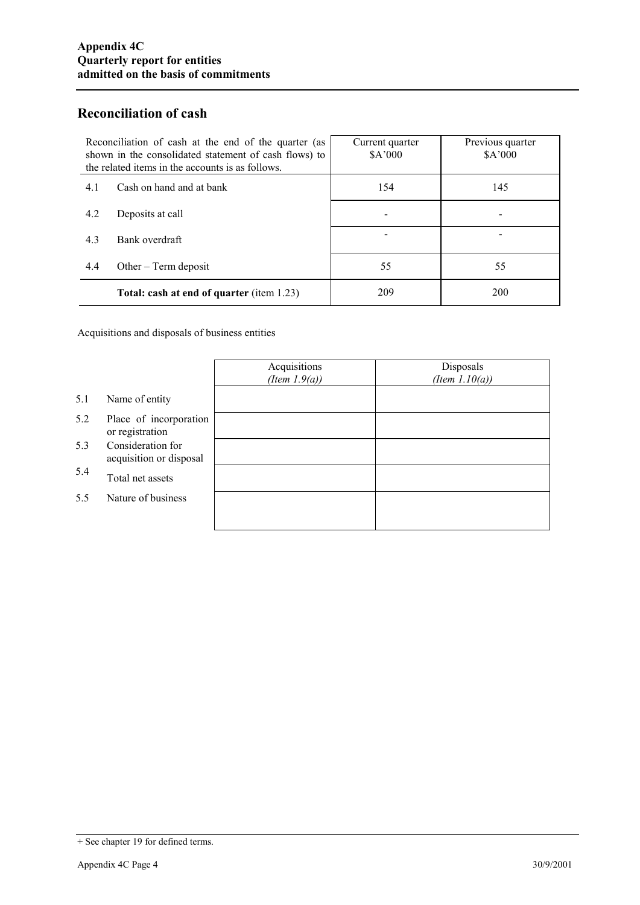**Appendix 4C**
**Quarterly report for entities**
**admitted on the basis of commitments**

## Reconciliation of cash

| Reconciliation of cash at the end of the quarter (as shown in the consolidated statement of cash flows) to the related items in the accounts is as follows. | | Current quarter $A'000 | Previous quarter $A'000 |
|---|---|---|---|
| 4.1 | Cash on hand and at bank | 154 | 145 |
| 4.2 | Deposits at call | - | - |
| 4.3 | Bank overdraft | - | - |
| 4.4 | Other – Term deposit | 55 | 55 |
| | **Total: cash at end of quarter** (item 1.23) | 209 | 200 |

Acquisitions and disposals of business entities

| | | Acquisitions *(Item 1.9(a))* | Disposals *(Item 1.10(a))* |
|---|---|---|---|
| 5.1 | Name of entity | | |
| 5.2 | Place of incorporation or registration | | |
| 5.3 | Consideration for acquisition or disposal | | |
| 5.4 | Total net assets | | |
| 5.5 | Nature of business | | |

+ See chapter 19 for defined terms.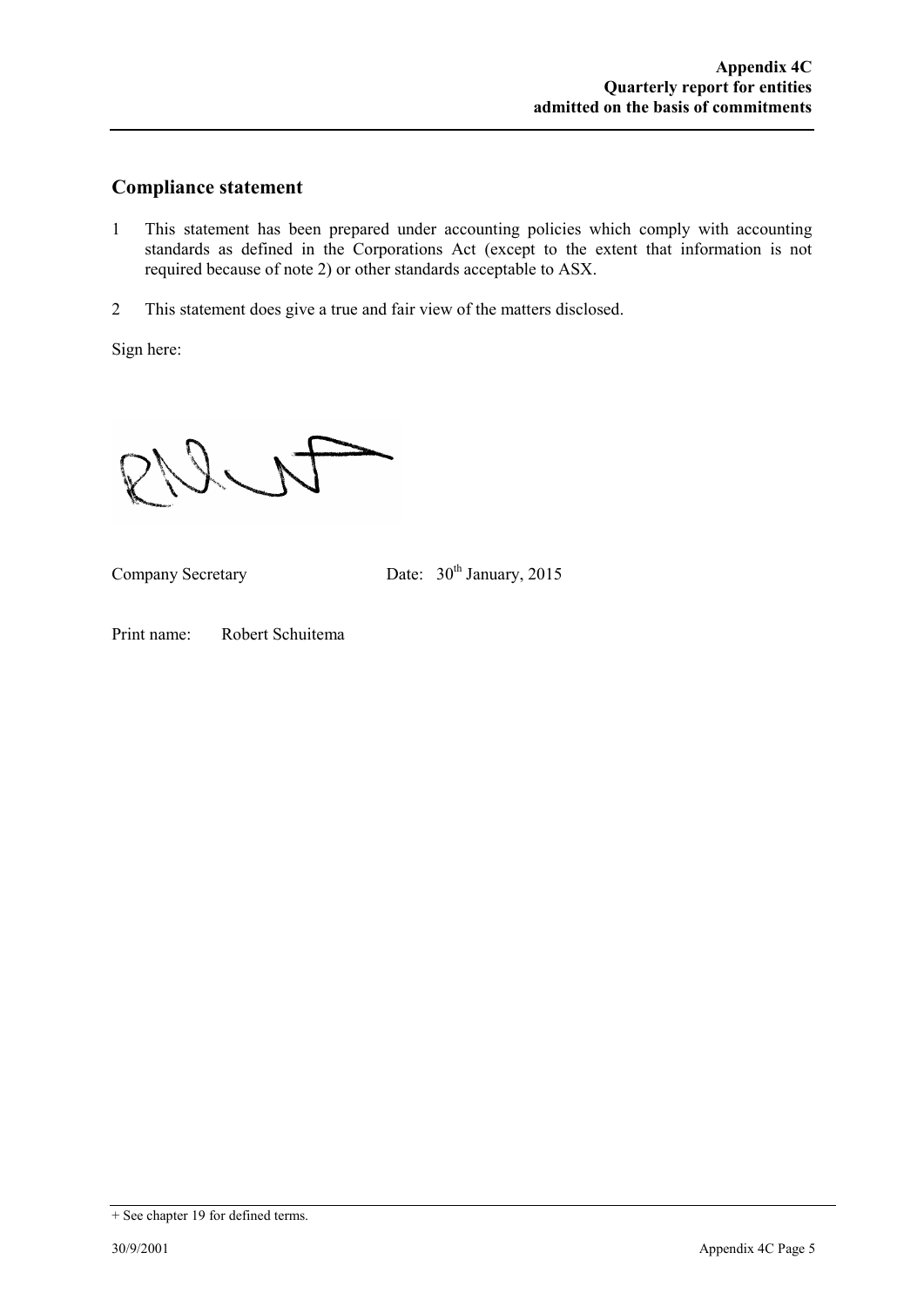## Compliance statement

1 This statement has been prepared under accounting policies which comply with accounting standards as defined in the Corporations Act (except to the extent that information is not required because of note 2) or other standards acceptable to ASX.

2 This statement does give a true and fair view of the matters disclosed.

Sign here:

Company Secretary Date: 30th January, 2015

Print name: Robert Schuitema

+ See chapter 19 for defined terms.